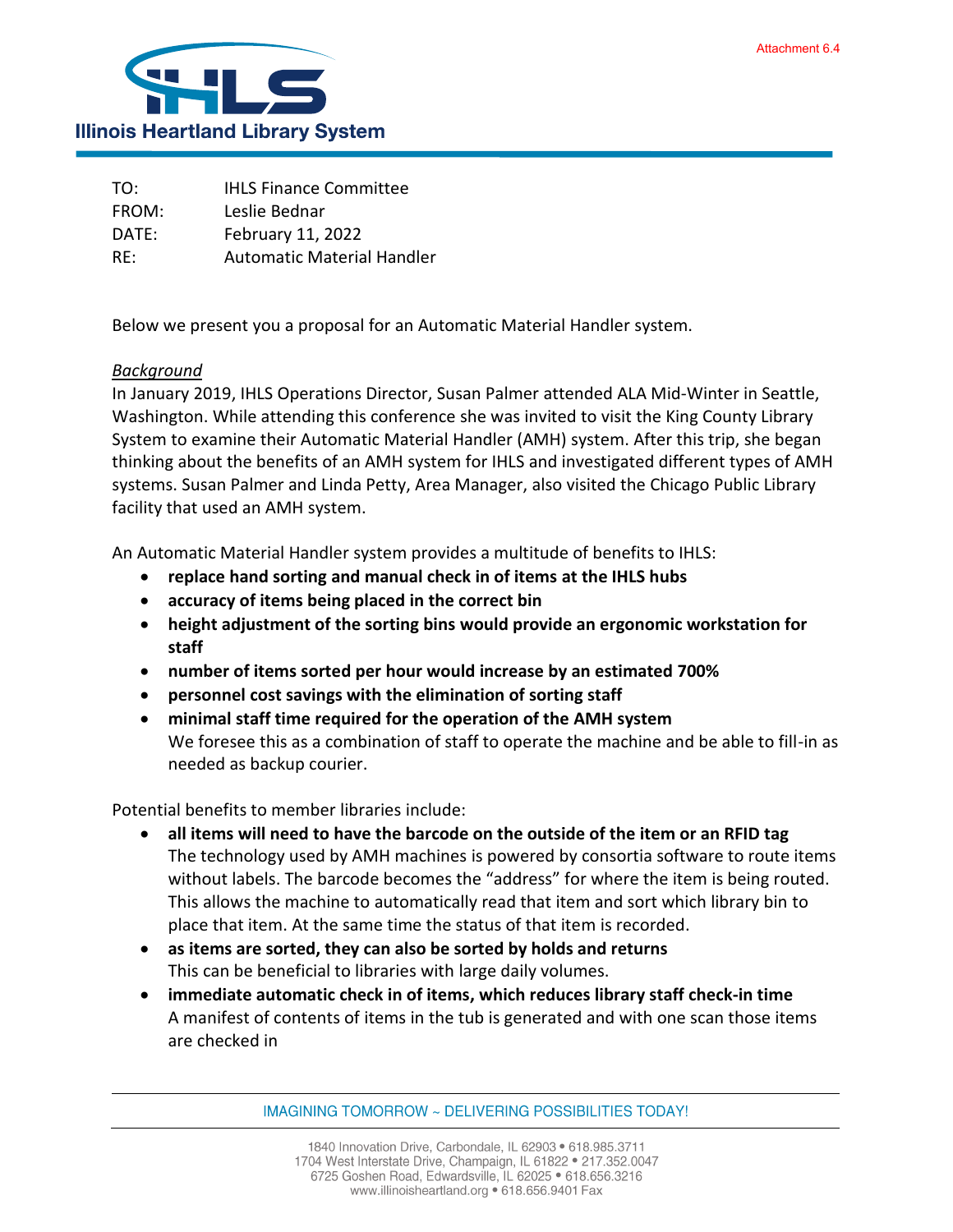Attachment 6.4

**Illinois Heartland Library System**

TO: IHLS Finance Committee
FROM: Leslie Bednar
DATE: February 11, 2022
RE: Automatic Material Handler

Below we present you a proposal for an Automatic Material Handler system.

*Background*
In January 2019, IHLS Operations Director, Susan Palmer attended ALA Mid-Winter in Seattle, Washington. While attending this conference she was invited to visit the King County Library System to examine their Automatic Material Handler (AMH) system. After this trip, she began thinking about the benefits of an AMH system for IHLS and investigated different types of AMH systems. Susan Palmer and Linda Petty, Area Manager, also visited the Chicago Public Library facility that used an AMH system.

An Automatic Material Handler system provides a multitude of benefits to IHLS:

- **replace hand sorting and manual check in of items at the IHLS hubs**
- **accuracy of items being placed in the correct bin**
- **height adjustment of the sorting bins would provide an ergonomic workstation for staff**
- **number of items sorted per hour would increase by an estimated 700%**
- **personnel cost savings with the elimination of sorting staff**
- **minimal staff time required for the operation of the AMH system**
  We foresee this as a combination of staff to operate the machine and be able to fill-in as needed as backup courier.

Potential benefits to member libraries include:

- **all items will need to have the barcode on the outside of the item or an RFID tag**
  The technology used by AMH machines is powered by consortia software to route items without labels. The barcode becomes the "address" for where the item is being routed. This allows the machine to automatically read that item and sort which library bin to place that item. At the same time the status of that item is recorded.
- **as items are sorted, they can also be sorted by holds and returns**
  This can be beneficial to libraries with large daily volumes.
- **immediate automatic check in of items, which reduces library staff check-in time**
  A manifest of contents of items in the tub is generated and with one scan those items are checked in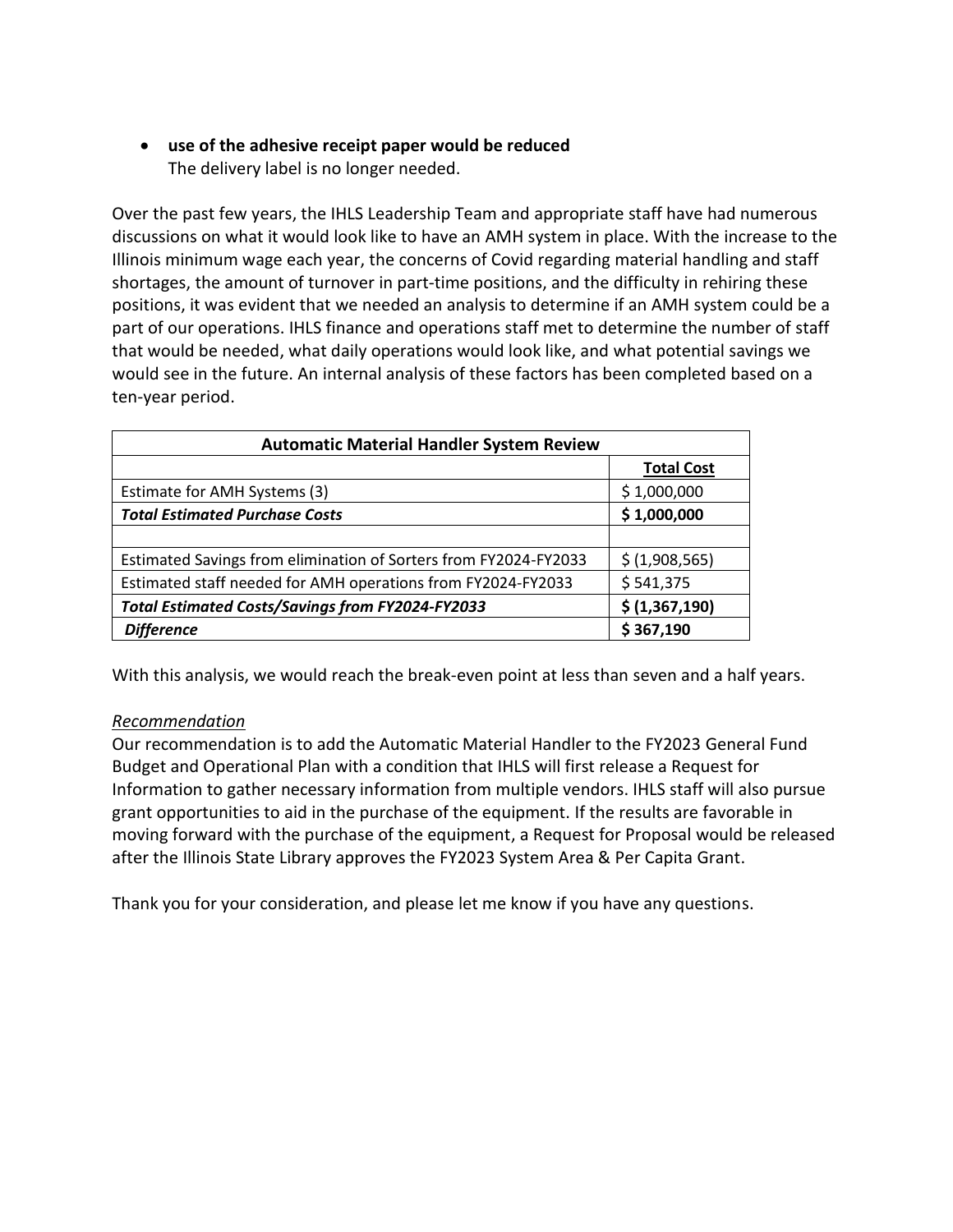- **use of the adhesive receipt paper would be reduced**
  The delivery label is no longer needed.

Over the past few years, the IHLS Leadership Team and appropriate staff have had numerous discussions on what it would look like to have an AMH system in place. With the increase to the Illinois minimum wage each year, the concerns of Covid regarding material handling and staff shortages, the amount of turnover in part-time positions, and the difficulty in rehiring these positions, it was evident that we needed an analysis to determine if an AMH system could be a part of our operations. IHLS finance and operations staff met to determine the number of staff that would be needed, what daily operations would look like, and what potential savings we would see in the future. An internal analysis of these factors has been completed based on a ten-year period.

| **Automatic Material Handler System Review** | |
|---|---|
| | **Total Cost** |
| Estimate for AMH Systems (3) | $ 1,000,000 |
| ***Total Estimated Purchase Costs*** | **$ 1,000,000** |
| | |
| Estimated Savings from elimination of Sorters from FY2024-FY2033 | $ (1,908,565) |
| Estimated staff needed for AMH operations from FY2024-FY2033 | $ 541,375 |
| ***Total Estimated Costs/Savings from FY2024-FY2033*** | **$ (1,367,190)** |
| ***Difference*** | **$ 367,190** |

With this analysis, we would reach the break-even point at less than seven and a half years.

*Recommendation*

Our recommendation is to add the Automatic Material Handler to the FY2023 General Fund Budget and Operational Plan with a condition that IHLS will first release a Request for Information to gather necessary information from multiple vendors. IHLS staff will also pursue grant opportunities to aid in the purchase of the equipment. If the results are favorable in moving forward with the purchase of the equipment, a Request for Proposal would be released after the Illinois State Library approves the FY2023 System Area & Per Capita Grant.

Thank you for your consideration, and please let me know if you have any questions.